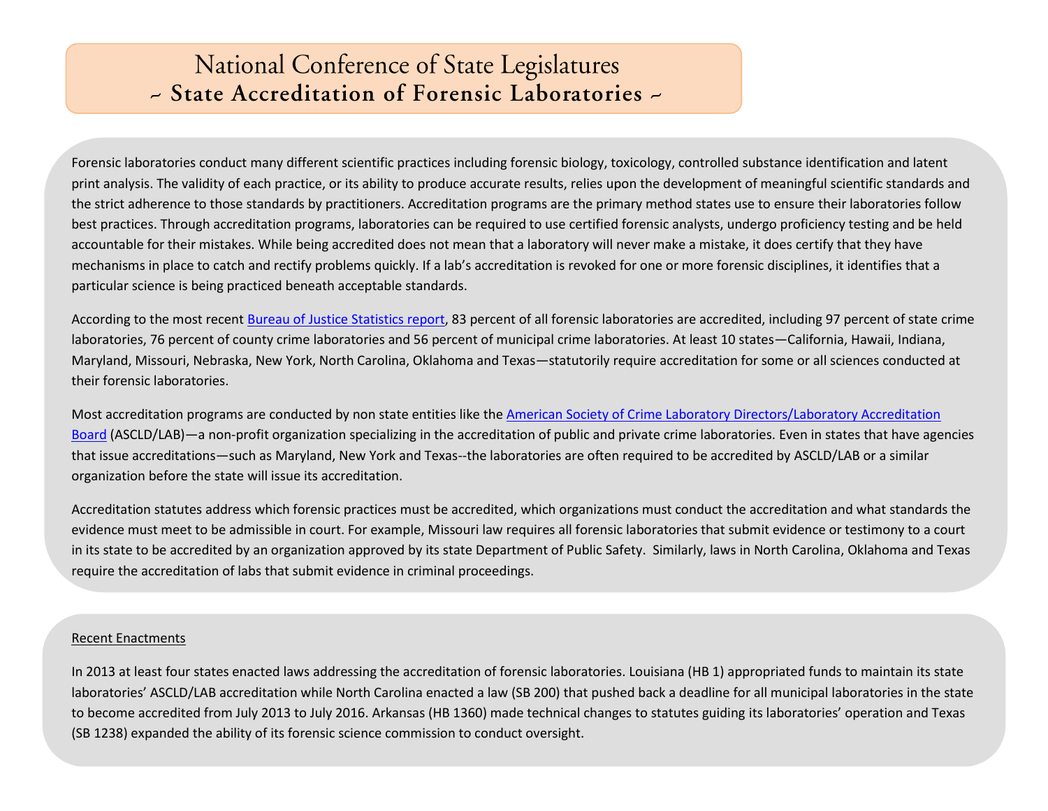# National Conference of State Legislatures
## ~ State Accreditation of Forensic Laboratories ~

Forensic laboratories conduct many different scientific practices including forensic biology, toxicology, controlled substance identification and latent print analysis. The validity of each practice, or its ability to produce accurate results, relies upon the development of meaningful scientific standards and the strict adherence to those standards by practitioners. Accreditation programs are the primary method states use to ensure their laboratories follow best practices. Through accreditation programs, laboratories can be required to use certified forensic analysts, undergo proficiency testing and be held accountable for their mistakes. While being accredited does not mean that a laboratory will never make a mistake, it does certify that they have mechanisms in place to catch and rectify problems quickly. If a lab's accreditation is revoked for one or more forensic disciplines, it identifies that a particular science is being practiced beneath acceptable standards.

According to the most recent Bureau of Justice Statistics report, 83 percent of all forensic laboratories are accredited, including 97 percent of state crime laboratories, 76 percent of county crime laboratories and 56 percent of municipal crime laboratories. At least 10 states—California, Hawaii, Indiana, Maryland, Missouri, Nebraska, New York, North Carolina, Oklahoma and Texas—statutorily require accreditation for some or all sciences conducted at their forensic laboratories.

Most accreditation programs are conducted by non state entities like the American Society of Crime Laboratory Directors/Laboratory Accreditation Board (ASCLD/LAB)—a non-profit organization specializing in the accreditation of public and private crime laboratories. Even in states that have agencies that issue accreditations—such as Maryland, New York and Texas--the laboratories are often required to be accredited by ASCLD/LAB or a similar organization before the state will issue its accreditation.

Accreditation statutes address which forensic practices must be accredited, which organizations must conduct the accreditation and what standards the evidence must meet to be admissible in court. For example, Missouri law requires all forensic laboratories that submit evidence or testimony to a court in its state to be accredited by an organization approved by its state Department of Public Safety. Similarly, laws in North Carolina, Oklahoma and Texas require the accreditation of labs that submit evidence in criminal proceedings.

### Recent Enactments

In 2013 at least four states enacted laws addressing the accreditation of forensic laboratories. Louisiana (HB 1) appropriated funds to maintain its state laboratories' ASCLD/LAB accreditation while North Carolina enacted a law (SB 200) that pushed back a deadline for all municipal laboratories in the state to become accredited from July 2013 to July 2016. Arkansas (HB 1360) made technical changes to statutes guiding its laboratories' operation and Texas (SB 1238) expanded the ability of its forensic science commission to conduct oversight.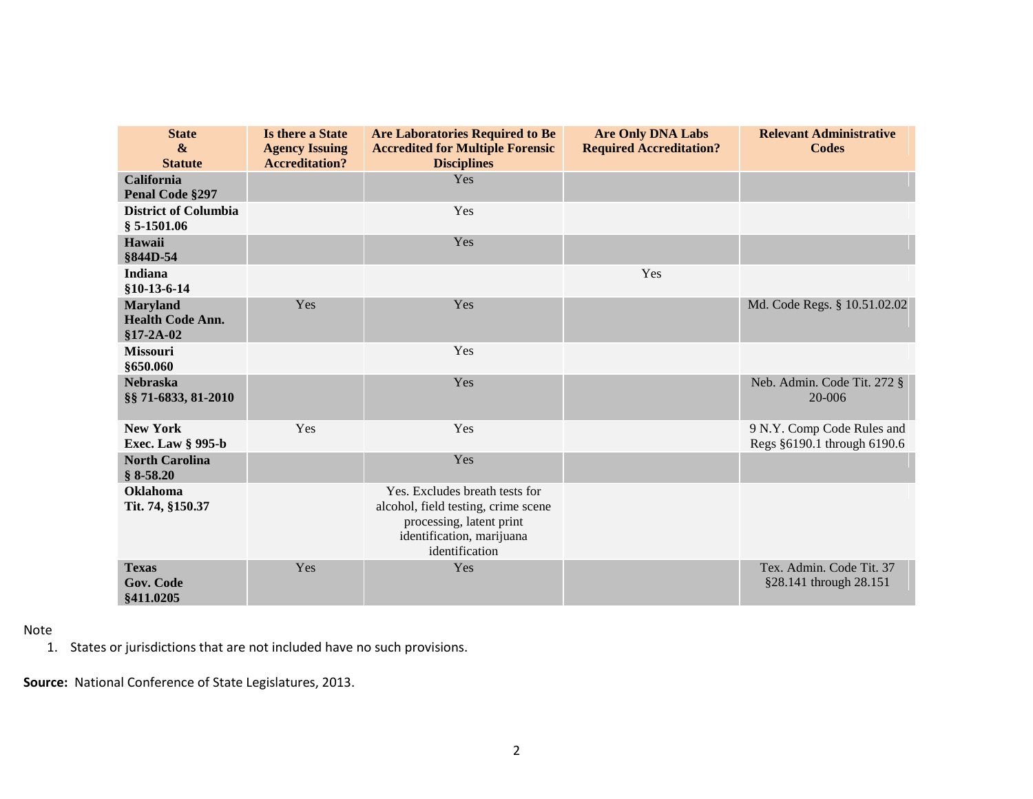| State & Statute | Is there a State Agency Issuing Accreditation? | Are Laboratories Required to Be Accredited for Multiple Forensic Disciplines | Are Only DNA Labs Required Accreditation? | Relevant Administrative Codes |
|---|---|---|---|---|
| **California Penal Code §297** | | Yes | | |
| **District of Columbia § 5-1501.06** | | Yes | | |
| **Hawaii §844D-54** | | Yes | | |
| **Indiana §10-13-6-14** | | | Yes | |
| **Maryland Health Code Ann. §17-2A-02** | Yes | Yes | | Md. Code Regs. § 10.51.02.02 |
| **Missouri §650.060** | | Yes | | |
| **Nebraska §§ 71-6833, 81-2010** | | Yes | | Neb. Admin. Code Tit. 272 § 20-006 |
| **New York Exec. Law § 995-b** | Yes | Yes | | 9 N.Y. Comp Code Rules and Regs §6190.1 through 6190.6 |
| **North Carolina § 8-58.20** | | Yes | | |
| **Oklahoma Tit. 74, §150.37** | | Yes. Excludes breath tests for alcohol, field testing, crime scene processing, latent print identification, marijuana identification | | |
| **Texas Gov. Code §411.0205** | Yes | Yes | | Tex. Admin. Code Tit. 37 §28.141 through 28.151 |

Note

1. States or jurisdictions that are not included have no such provisions.

**Source:** National Conference of State Legislatures, 2013.